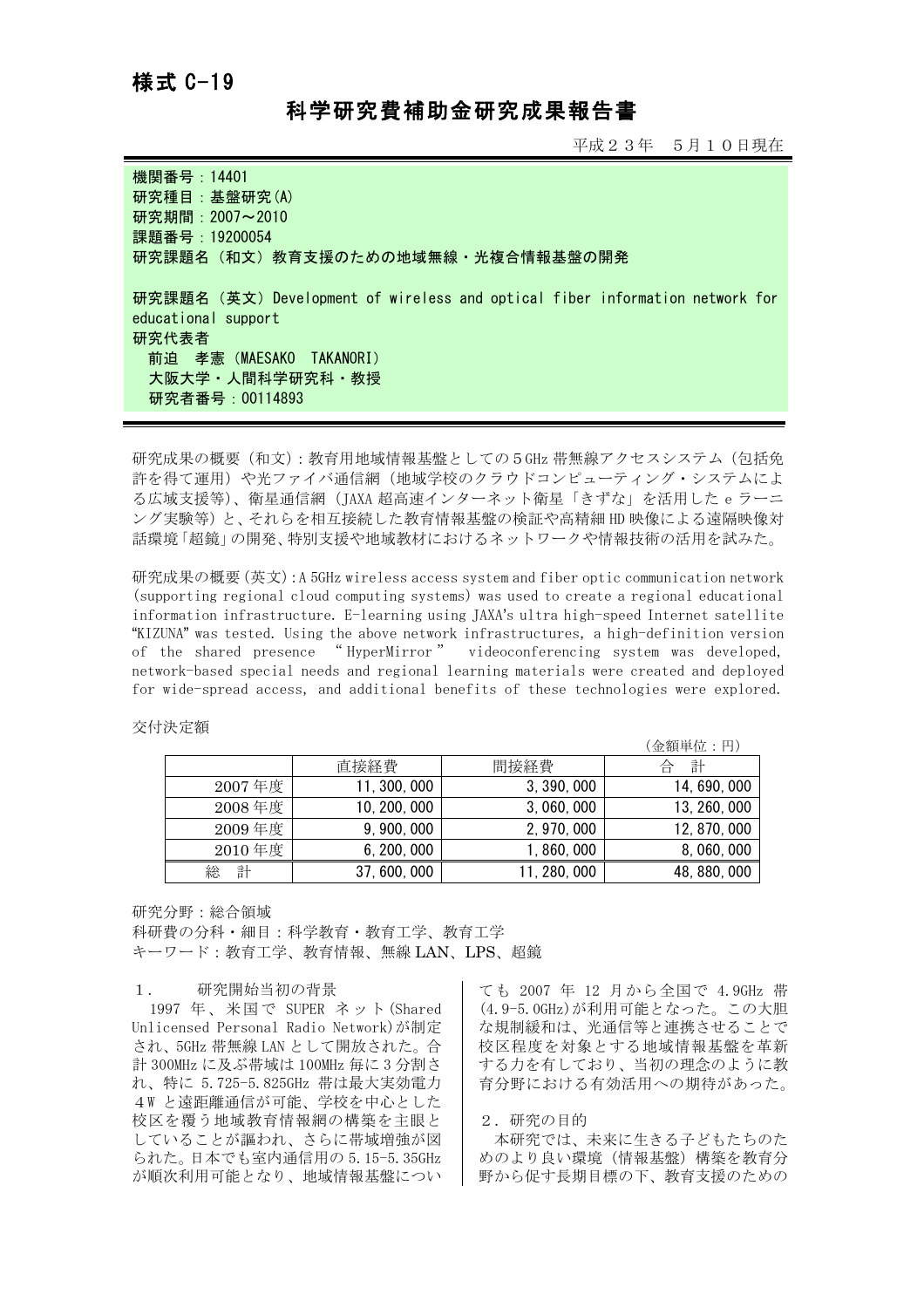様式 C-19

# 科学研究費補助金研究成果報告書

平成２３年　５月１０日現在

**機関番号：14401**
**研究種目：基盤研究(A)**
**研究期間：2007～2010**
**課題番号：19200054**
**研究課題名（和文）教育支援のための地域無線・光複合情報基盤の開発**

**研究課題名（英文）Development of wireless and optical fiber information network for educational support**
**研究代表者**
**前迫　孝憲（MAESAKO　TAKANORI）**
**大阪大学・人間科学研究科・教授**
**研究者番号：00114893**

研究成果の概要（和文）：教育用地域情報基盤としての５GHz 帯無線アクセスシステム（包括免許を得て運用）や光ファイバ通信網（地域学校のクラウドコンピューティング・システムによる広域支援等）、衛星通信網（JAXA 超高速インターネット衛星「きずな」を活用した e ラーニング実験等）と、それらを相互接続した教育情報基盤の検証や高精細 HD 映像による遠隔映像対話環境「超鏡」の開発、特別支援や地域教材におけるネットワークや情報技術の活用を試みた。

研究成果の概要（英文）：A 5GHz wireless access system and fiber optic communication network (supporting regional cloud computing systems) was used to create a regional educational information infrastructure. E-learning using JAXA's ultra high-speed Internet satellite "KIZUNA" was tested. Using the above network infrastructures, a high-definition version of the shared presence "HyperMirror" videoconferencing system was developed, network-based special needs and regional learning materials were created and deployed for wide-spread access, and additional benefits of these technologies were explored.

交付決定額

（金額単位：円）

| | 直接経費 | 間接経費 | 合　計 |
|---|---|---|---|
| 2007 年度 | 11,300,000 | 3,390,000 | 14,690,000 |
| 2008 年度 | 10,200,000 | 3,060,000 | 13,260,000 |
| 2009 年度 | 9,900,000 | 2,970,000 | 12,870,000 |
| 2010 年度 | 6,200,000 | 1,860,000 | 8,060,000 |
| 総　計 | 37,600,000 | 11,280,000 | 48,880,000 |

研究分野：総合領域
科研費の分科・細目：科学教育・教育工学、教育工学
キーワード：教育工学、教育情報、無線 LAN、LPS、超鏡

## １．　研究開始当初の背景

1997 年、米国で SUPER ネット(Shared Unlicensed Personal Radio Network)が制定され、5GHz 帯無線 LAN として開放された。合計 300MHz に及ぶ帯域は 100MHz 毎に 3 分割され、特に 5.725-5.825GHz 帯は最大実効電力 4W と遠距離通信が可能、学校を中心とした校区を覆う地域教育情報網の構築を主眼としていることが謳われ、さらに帯域増強が図られた。日本でも室内通信用の 5.15-5.35GHz が順次利用可能となり、地域情報基盤についても 2007 年 12 月から全国で 4.9GHz 帯(4.9-5.0GHz)が利用可能となった。この大胆な規制緩和は、光通信等と連携させることで校区程度を対象とする地域情報基盤を革新する力を有しており、当初の理念のように教育分野における有効活用への期待があった。

## ２．研究の目的

本研究では、未来に生きる子どもたちのためのより良い環境（情報基盤）構築を教育分野から促す長期目標の下、教育支援のための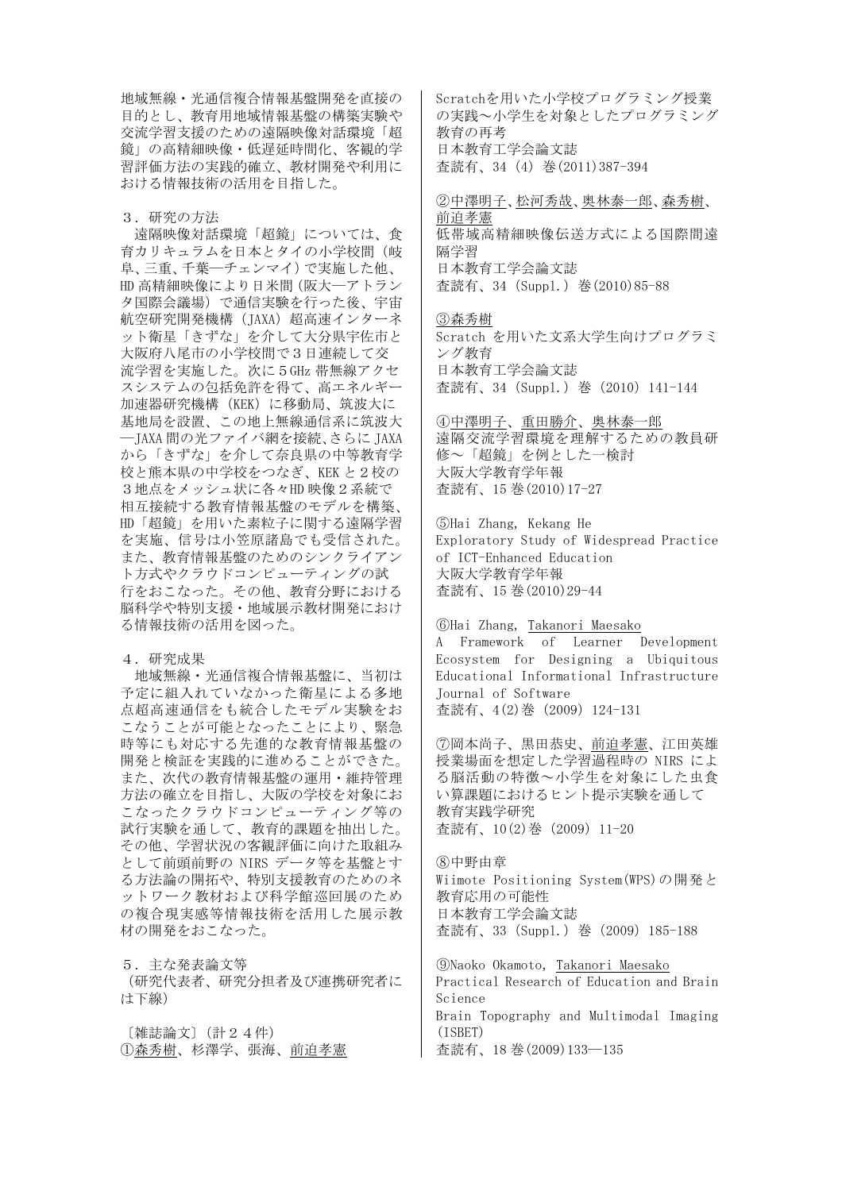地域無線・光通信複合情報基盤開発を直接の目的とし、教育用地域情報基盤の構築実験や交流学習支援のための遠隔映像対話環境「超鏡」の高精細映像・低遅延時間化、客観的学習評価方法の実践的確立、教材開発や利用における情報技術の活用を目指した。

## ３．研究の方法

遠隔映像対話環境「超鏡」については、食育カリキュラムを日本とタイの小学校間（岐阜、三重、千葉―チェンマイ）で実施した他、HD 高精細映像により日米間（阪大―アトランタ国際会議場）で通信実験を行った後、宇宙航空研究開発機構（JAXA）超高速インターネット衛星「きずな」を介して大分県宇佐市と大阪府八尾市の小学校間で３日連続して交流学習を実施した。次に５GHz 帯無線アクセスシステムの包括免許を得て、高エネルギー加速器研究機構（KEK）に移動局、筑波大に基地局を設置、この地上無線通信系に筑波大―JAXA 間の光ファイバ網を接続、さらに JAXA から「きずな」を介して奈良県の中等教育学校と熊本県の中学校をつなぎ、KEK と２校の３地点をメッシュ状に各々HD 映像２系統で相互接続する教育情報基盤のモデルを構築、HD「超鏡」を用いた素粒子に関する遠隔学習を実施、信号は小笠原諸島でも受信された。また、教育情報基盤のためのシンクライアント方式やクラウドコンピューティングの試行をおこなった。その他、教育分野における脳科学や特別支援・地域展示教材開発における情報技術の活用を図った。

## ４．研究成果

地域無線・光通信複合情報基盤に、当初は予定に組入れていなかった衛星による多地点超高速通信をも統合したモデル実験をおこなうことが可能となったことにより、緊急時等にも対応する先進的な教育情報基盤の開発と検証を実践的に進めることができた。また、次代の教育情報基盤の運用・維持管理方法の確立を目指し、大阪の学校を対象におこなったクラウドコンピューティング等の試行実験を通して、教育的課題を抽出した。その他、学習状況の客観評価に向けた取組みとして前頭前野の NIRS データ等を基盤とする方法論の開拓や、特別支援教育のためのネットワーク教材および科学館巡回展のための複合現実感等情報技術を活用した展示教材の開発をおこなった。

## ５．主な発表論文等

（研究代表者、研究分担者及び連携研究者には下線）

〔雑誌論文〕（計２４件）

①<u>森秀樹</u>、杉澤学、張海、<u>前迫孝憲</u>
Scratchを用いた小学校プログラミング授業の実践～小学生を対象としたプログラミング教育の再考
日本教育工学会論文誌
査読有、34 (4) 巻(2011)387-394

②<u>中澤明子</u>、<u>松河秀哉</u>、<u>奥林泰一郎</u>、<u>森秀樹</u>、<u>前迫孝憲</u>
低帯域高精細映像伝送方式による国際間遠隔学習
日本教育工学会論文誌
査読有、34 (Suppl.) 巻(2010)85-88

③<u>森秀樹</u>
Scratch を用いた文系大学生向けプログラミング教育
日本教育工学会論文誌
査読有、34 (Suppl.) 巻 (2010) 141-144

④<u>中澤明子</u>、<u>重田勝介</u>、<u>奥林泰一郎</u>
遠隔交流学習環境を理解するための教員研修～「超鏡」を例とした一検討
大阪大学教育学年報
査読有、15 巻(2010)17-27

⑤Hai Zhang, Kekang He
Exploratory Study of Widespread Practice of ICT-Enhanced Education
大阪大学教育学年報
査読有、15 巻(2010)29-44

⑥Hai Zhang, <u>Takanori Maesako</u>
A Framework of Learner Development Ecosystem for Designing a Ubiquitous Educational Informational Infrastructure
Journal of Software
査読有、4(2)巻 (2009) 124-131

⑦岡本尚子、黒田恭史、<u>前迫孝憲</u>、江田英雄
授業場面を想定した学習過程時の NIRS による脳活動の特徴～小学生を対象にした虫食い算課題におけるヒント提示実験を通して
教育実践学研究
査読有、10(2)巻 (2009) 11-20

⑧中野由章
Wiimote Positioning System(WPS)の開発と教育応用の可能性
日本教育工学会論文誌
査読有、33 (Suppl.) 巻 (2009) 185-188

⑨Naoko Okamoto, <u>Takanori Maesako</u>
Practical Research of Education and Brain Science
Brain Topography and Multimodal Imaging (ISBET)
査読有、18 巻(2009)133―135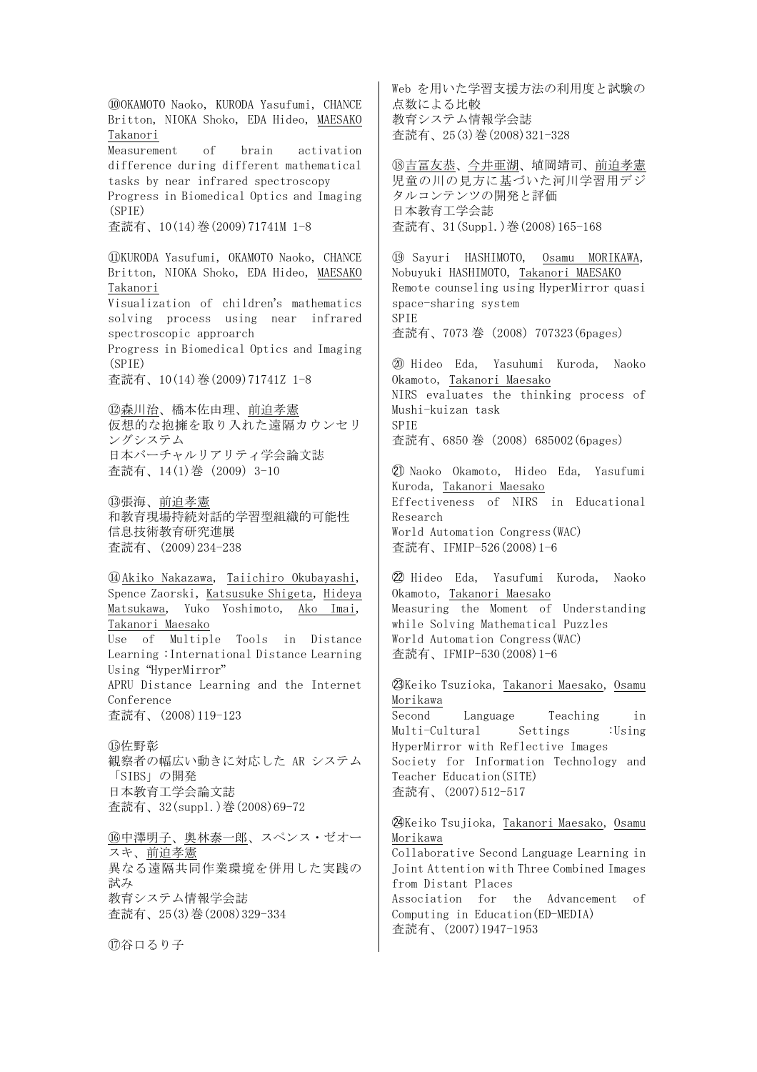⑩OKAMOTO Naoko, KURODA Yasufumi, CHANCE Britton, NIOKA Shoko, EDA Hideo, MAESAKO Takanori
Measurement of brain activation difference during different mathematical tasks by near infrared spectroscopy
Progress in Biomedical Optics and Imaging (SPIE)
査読有、10(14)巻(2009)71741M 1-8

⑪KURODA Yasufumi, OKAMOTO Naoko, CHANCE Britton, NIOKA Shoko, EDA Hideo, MAESAKO Takanori
Visualization of children's mathematics solving process using near infrared spectroscopic approarch
Progress in Biomedical Optics and Imaging (SPIE)
査読有、10(14)巻(2009)71741Z 1-8

⑫森川治、橋本佐由理、前迫孝憲
仮想的な抱擁を取り入れた遠隔カウンセリングシステム
日本バーチャルリアリティ学会論文誌
査読有、14(1)巻 (2009) 3-10

⑬張海、前迫孝憲
和教育現場持続対話的学習型組織的可能性
信息技術教育研究進展
査読有、(2009)234-238

⑭Akiko Nakazawa, Taiichiro Okubayashi, Spence Zaorski, Katsusuke Shigeta, Hideya Matsukawa, Yuko Yoshimoto, Ako Imai, Takanori Maesako
Use of Multiple Tools in Distance Learning :International Distance Learning Using "HyperMirror"
APRU Distance Learning and the Internet Conference
査読有、(2008)119-123

⑮佐野彰
観察者の幅広い動きに対応した AR システム「SIBS」の開発
日本教育工学会論文誌
査読有、32(suppl.)巻(2008)69-72

⑯中澤明子、奥林泰一郎、スペンス・ゼオースキ、前迫孝憲
異なる遠隔共同作業環境を併用した実践の試み
教育システム情報学会誌
査読有、25(3)巻(2008)329-334

⑰谷口るり子
Web を用いた学習支援方法の利用度と試験の点数による比較
教育システム情報学会誌
査読有、25(3)巻(2008)321-328

⑱吉冨友恭、今井亜湖、埴岡靖司、前迫孝憲
児童の川の見方に基づいた河川学習用デジタルコンテンツの開発と評価
日本教育工学会誌
査読有、31(Suppl.)巻(2008)165-168

⑲ Sayuri HASHIMOTO, Osamu MORIKAWA, Nobuyuki HASHIMOTO, Takanori MAESAKO
Remote counseling using HyperMirror quasi space-sharing system
SPIE
査読有、7073 巻 (2008) 707323(6pages)

⑳ Hideo Eda, Yasuhumi Kuroda, Naoko Okamoto, Takanori Maesako
NIRS evaluates the thinking process of Mushi-kuizan task
SPIE
査読有、6850 巻 (2008) 685002(6pages)

㉑ Naoko Okamoto, Hideo Eda, Yasufumi Kuroda, Takanori Maesako
Effectiveness of NIRS in Educational Research
World Automation Congress(WAC)
査読有、IFMIP-526(2008)1-6

㉒ Hideo Eda, Yasufumi Kuroda, Naoko Okamoto, Takanori Maesako
Measuring the Moment of Understanding while Solving Mathematical Puzzles
World Automation Congress(WAC)
査読有、IFMIP-530(2008)1-6

㉓Keiko Tsuzioka, Takanori Maesako, Osamu Morikawa
Second Language Teaching in Multi-Cultural Settings :Using HyperMirror with Reflective Images
Society for Information Technology and Teacher Education(SITE)
査読有、(2007)512-517

㉔Keiko Tsujioka, Takanori Maesako, Osamu Morikawa
Collaborative Second Language Learning in Joint Attention with Three Combined Images from Distant Places
Association for the Advancement of Computing in Education(ED-MEDIA)
査読有、(2007)1947-1953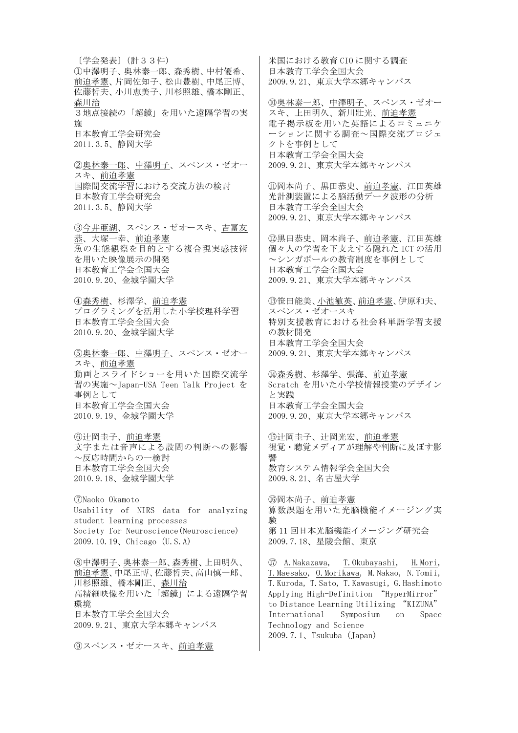〔学会発表〕（計３３件）

①中澤明子、奥林泰一郎、森秀樹、中村優希、前迫孝憲、片岡佐知子、松山豊樹、中尾正博、佐藤哲夫、小川恵美子、川杉照雄、橋本剛正、森川治
３地点接続の「超鏡」を用いた遠隔学習の実施
日本教育工学会研究会
2011.3.5、静岡大学

②奥林泰一郎、中澤明子、スペンス・ゼオースキ、前迫孝憲
国際間交流学習における交流方法の検討
日本教育工学会研究会
2011.3.5、静岡大学

③今井亜湖、スペンス・ゼオースキ、吉冨友恭、大塚一幸、前迫孝憲
魚の生態観察を目的とする複合現実感技術を用いた映像展示の開発
日本教育工学会全国大会
2010.9.20、金城学園大学

④森秀樹、杉澤学、前迫孝憲
プログラミングを活用した小学校理科学習
日本教育工学会全国大会
2010.9.20、金城学園大学

⑤奥林泰一郎、中澤明子、スペンス・ゼオースキ、前迫孝憲
動画とスライドショーを用いた国際交流学習の実施～Japan-USA Teen Talk Project を事例として
日本教育工学会全国大会
2010.9.19、金城学園大学

⑥辻岡圭子、前迫孝憲
文字または音声による設問の判断への影響～反応時間からの一検討
日本教育工学会全国大会
2010.9.18、金城学園大学

⑦Naoko Okamoto
Usability of NIRS data for analyzing student learning processes
Society for Neuroscience(Neuroscience)
2009.10.19、Chicago (U.S.A)

⑧中澤明子、奥林泰一郎、森秀樹、上田明久、前迫孝憲、中尾正博、佐藤哲夫、高山慎一郎、川杉照雄、橋本剛正、森川治
高精細映像を用いた「超鏡」による遠隔学習環境
日本教育工学会全国大会
2009.9.21、東京大学本郷キャンパス

⑨スペンス・ゼオースキ、前迫孝憲
米国における教育 CIO に関する調査
日本教育工学会全国大会
2009.9.21、東京大学本郷キャンパス

⑩奥林泰一郎、中澤明子、スペンス・ゼオースキ、上田明久、新川壮光、前迫孝憲
電子掲示板を用いた英語によるコミュニケーションに関する調査～国際交流プロジェクトを事例として
日本教育工学会全国大会
2009.9.21、東京大学本郷キャンパス

⑪岡本尚子、黒田恭史、前迫孝憲、江田英雄
光計測装置による脳活動データ波形の分析
日本教育工学会全国大会
2009.9.21、東京大学本郷キャンパス

⑫黒田恭史、岡本尚子、前迫孝憲、江田英雄
個々人の学習を下支えする隠れた ICT の活用～シンガポールの教育制度を事例として
日本教育工学会全国大会
2009.9.21、東京大学本郷キャンパス

⑬笹田能美、小池敏英、前迫孝憲、伊原和夫、スペンス・ゼオースキ
特別支援教育における社会科単語学習支援の教材開発
日本教育工学会全国大会
2009.9.21、東京大学本郷キャンパス

⑭森秀樹、杉澤学、張海、前迫孝憲
Scratch を用いた小学校情報授業のデザインと実践
日本教育工学会全国大会
2009.9.20、東京大学本郷キャンパス

⑮辻岡圭子、辻岡光宏、前迫孝憲
視覚・聴覚メディアが理解や判断に及ぼす影響
教育システム情報学会全国大会
2009.8.21、名古屋大学

⑯岡本尚子、前迫孝憲
算数課題を用いた光脳機能イメージング実験
第 11 回日本光脳機能イメージング研究会
2009.7.18、星陵会館、東京

⑰ A.Nakazawa, T.Okubayashi, H.Mori, T.Maesako, O.Morikawa, M.Nakao, N.Tomii, T.Kuroda, T.Sato, T.Kawasugi, G.Hashimoto
Applying High-Definition "HyperMirror" to Distance Learning Utilizing "KIZUNA"
International Symposium on Space Technology and Science
2009.7.1、Tsukuba (Japan)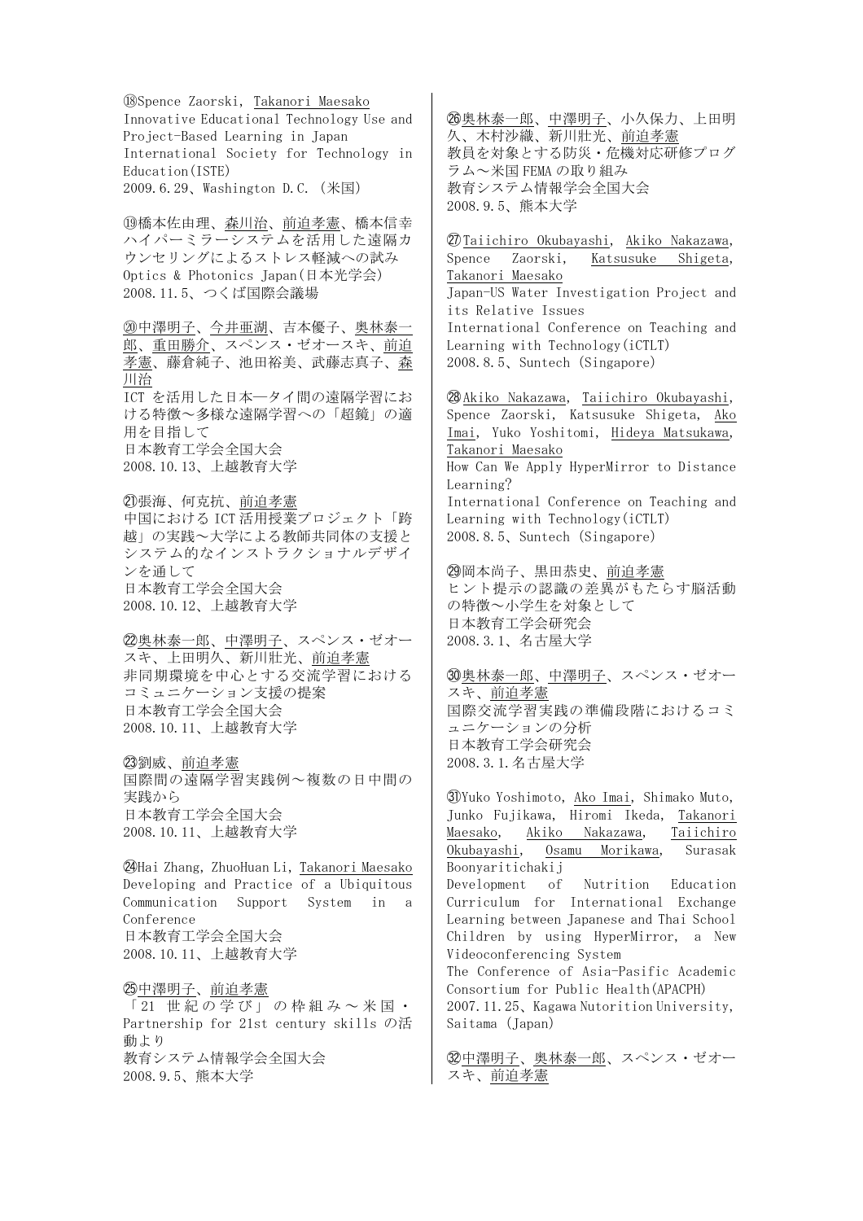⑱Spence Zaorski, Takanori Maesako
Innovative Educational Technology Use and Project-Based Learning in Japan
International Society for Technology in Education(ISTE)
2009.6.29、Washington D.C.（米国）

⑲橋本佐由理、森川治、前迫孝憲、橋本信幸
ハイパーミラーシステムを活用した遠隔カウンセリングによるストレス軽減への試み
Optics & Photonics Japan(日本光学会)
2008.11.5、つくば国際会議場

⑳中澤明子、今井亜湖、吉本優子、奥林泰一郎、重田勝介、スペンス・ゼオースキ、前迫孝憲、藤倉純子、池田裕美、武藤志真子、森川治
ICT を活用した日本―タイ間の遠隔学習における特徴～多様な遠隔学習への「超鏡」の適用を目指して
日本教育工学会全国大会
2008.10.13、上越教育大学

㉑張海、何克抗、前迫孝憲
中国における ICT 活用授業プロジェクト「跨越」の実践～大学による教師共同体の支援とシステム的なインストラクショナルデザインを通して
日本教育工学会全国大会
2008.10.12、上越教育大学

㉒奥林泰一郎、中澤明子、スペンス・ゼオースキ、上田明久、新川壮光、前迫孝憲
非同期環境を中心とする交流学習におけるコミュニケーション支援の提案
日本教育工学会全国大会
2008.10.11、上越教育大学

㉓劉威、前迫孝憲
国際間の遠隔学習実践例～複数の日中間の実践から
日本教育工学会全国大会
2008.10.11、上越教育大学

㉔Hai Zhang, ZhuoHuan Li, Takanori Maesako
Developing and Practice of a Ubiquitous Communication Support System in a Conference
日本教育工学会全国大会
2008.10.11、上越教育大学

㉕中澤明子、前迫孝憲
「21 世紀の学び」の枠組み～米国・Partnership for 21st century skills の活動より
教育システム情報学会全国大会
2008.9.5、熊本大学

㉖奥林泰一郎、中澤明子、小久保力、上田明久、木村沙織、新川壮光、前迫孝憲
教員を対象とする防災・危機対応研修プログラム～米国 FEMA の取り組み
教育システム情報学会全国大会
2008.9.5、熊本大学

㉗Taiichiro Okubayashi, Akiko Nakazawa, Spence Zaorski, Katsusuke Shigeta, Takanori Maesako
Japan-US Water Investigation Project and its Relative Issues
International Conference on Teaching and Learning with Technology(iCTLT)
2008.8.5、Suntech (Singapore)

㉘Akiko Nakazawa, Taiichiro Okubayashi, Spence Zaorski, Katsusuke Shigeta, Ako Imai, Yuko Yoshitomi, Hideya Matsukawa, Takanori Maesako
How Can We Apply HyperMirror to Distance Learning?
International Conference on Teaching and Learning with Technology(iCTLT)
2008.8.5、Suntech (Singapore)

㉙岡本尚子、黒田恭史、前迫孝憲
ヒント提示の認識の差異がもたらす脳活動の特徴～小学生を対象として
日本教育工学会研究会
2008.3.1、名古屋大学

㉚奥林泰一郎、中澤明子、スペンス・ゼオースキ、前迫孝憲
国際交流学習実践の準備段階におけるコミュニケーションの分析
日本教育工学会研究会
2008.3.1.名古屋大学

㉛Yuko Yoshimoto, Ako Imai, Shimako Muto, Junko Fujikawa, Hiromi Ikeda, Takanori Maesako, Akiko Nakazawa, Taiichiro Okubayashi, Osamu Morikawa, Surasak Boonyaritichakij
Development of Nutrition Education Curriculum for International Exchange Learning between Japanese and Thai School Children by using HyperMirror, a New Videoconferencing System
The Conference of Asia-Pasific Academic Consortium for Public Health(APACPH)
2007.11.25、Kagawa Nutorition University, Saitama (Japan)

㉜中澤明子、奥林泰一郎、スペンス・ゼオースキ、前迫孝憲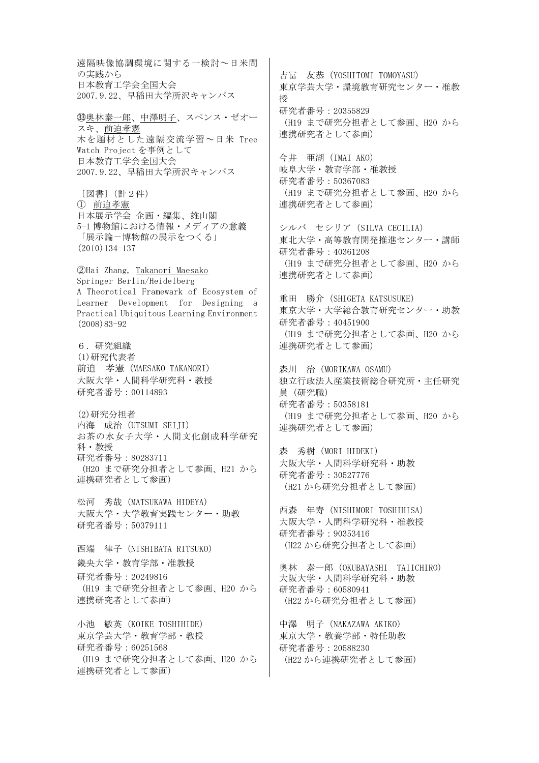遠隔映像協調環境に関する一検討～日米間の実践から
日本教育工学会全国大会
2007.9.22、早稲田大学所沢キャンパス

㉝奥林泰一郎、中澤明子、スペンス・ゼオースキ、前迫孝憲
木を題材とした遠隔交流学習～日米 Tree Watch Project を事例として
日本教育工学会全国大会
2007.9.22、早稲田大学所沢キャンパス

〔図書〕（計２件）

① 前迫孝憲
日本展示学会 企画・編集、雄山閣
5-1 博物館における情報・メディアの意義
「展示論－博物館の展示をつくる」
(2010)134-137

②Hai Zhang, Takanori Maesako
Springer Berlin/Heidelberg
A Theorotical Framework of Ecosystem of Learner Development for Designing a Practical Ubiquitous Learning Environment
(2008)83-92

## ６．研究組織

(1)研究代表者
前迫　孝憲（MAESAKO TAKANORI）
大阪大学・人間科学研究科・教授
研究者番号：00114893

(2)研究分担者
内海　成治（UTSUMI SEIJI）
お茶の水女子大学・人間文化創成科学研究科・教授
研究者番号：80283711
（H20 まで研究分担者として参画、H21 から連携研究者として参画）

松河　秀哉（MATSUKAWA HIDEYA）
大阪大学・大学教育実践センター・助教
研究者番号：50379111

西端　律子（NISHIBATA RITSUKO）
畿央大学・教育学部・准教授
研究者番号：20249816
（H19 まで研究分担者として参画、H20 から連携研究者として参画）

小池　敏英（KOIKE TOSHIHIDE）
東京学芸大学・教育学部・教授
研究者番号：60251568
（H19 まで研究分担者として参画、H20 から連携研究者として参画）

吉冨　友恭（YOSHITOMI TOMOYASU）
東京学芸大学・環境教育研究センター・准教授
研究者番号：20355829
（H19 まで研究分担者として参画、H20 から連携研究者として参画）

今井　亜湖（IMAI AKO）
岐阜大学・教育学部・准教授
研究者番号：50367083
（H19 まで研究分担者として参画、H20 から連携研究者として参画）

シルバ　セシリア（SILVA CECILIA）
東北大学・高等教育開発推進センター・講師
研究者番号：40361208
（H19 まで研究分担者として参画、H20 から連携研究者として参画）

重田　勝介（SHIGETA KATSUSUKE）
東京大学・大学総合教育研究センター・助教
研究者番号：40451900
（H19 まで研究分担者として参画、H20 から連携研究者として参画）

森川　治（MORIKAWA OSAMU）
独立行政法人産業技術総合研究所・主任研究員（研究職）
研究者番号：50358181
（H19 まで研究分担者として参画、H20 から連携研究者として参画）

森　秀樹（MORI HIDEKI）
大阪大学・人間科学研究科・助教
研究者番号：30527776
（H21 から研究分担者として参画）

西森　年寿（NISHIMORI TOSHIHISA）
大阪大学・人間科学研究科・准教授
研究者番号：90353416
（H22 から研究分担者として参画）

奥林　泰一郎（OKUBAYASHI　TAIICHIRO）
大阪大学・人間科学研究科・助教
研究者番号：60580941
（H22 から研究分担者として参画）

中澤　明子（NAKAZAWA AKIKO）
東京大学・教養学部・特任助教
研究者番号：20588230
（H22 から連携研究者として参画）